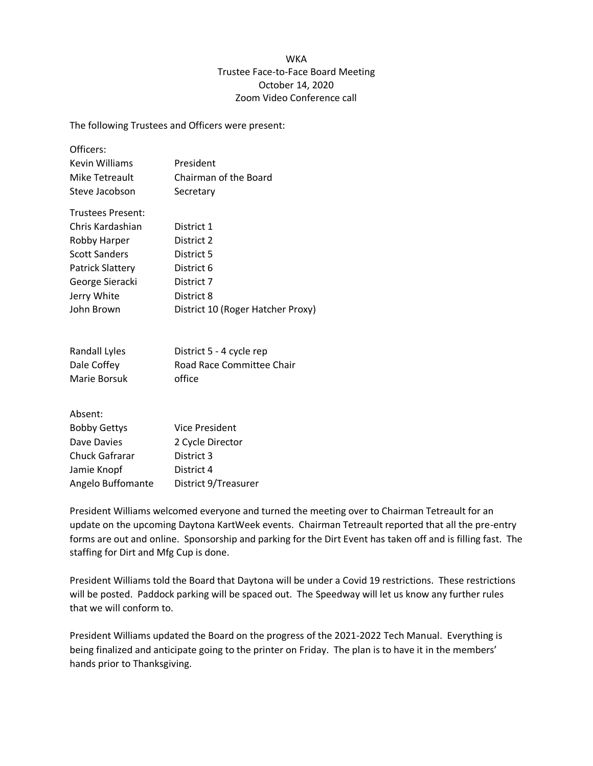WKA
Trustee Face-to-Face Board Meeting
October 14, 2020
Zoom Video Conference call

The following Trustees and Officers were present:

| Officers: | |
|---|---|
| Kevin Williams | President |
| Mike Tetreault | Chairman of the Board |
| Steve Jacobson | Secretary |

| Trustees Present: | |
|---|---|
| Chris Kardashian | District 1 |
| Robby Harper | District 2 |
| Scott Sanders | District 5 |
| Patrick Slattery | District 6 |
| George Sieracki | District 7 |
| Jerry White | District 8 |
| John Brown | District 10 (Roger Hatcher Proxy) |

| | |
|---|---|
| Randall Lyles | District 5 - 4 cycle rep |
| Dale Coffey | Road Race Committee Chair |
| Marie Borsuk | office |

| Absent: | |
|---|---|
| Bobby Gettys | Vice President |
| Dave Davies | 2 Cycle Director |
| Chuck Gafrarar | District 3 |
| Jamie Knopf | District 4 |
| Angelo Buffomante | District 9/Treasurer |

President Williams welcomed everyone and turned the meeting over to Chairman Tetreault for an update on the upcoming Daytona KartWeek events. Chairman Tetreault reported that all the pre-entry forms are out and online. Sponsorship and parking for the Dirt Event has taken off and is filling fast. The staffing for Dirt and Mfg Cup is done.

President Williams told the Board that Daytona will be under a Covid 19 restrictions. These restrictions will be posted. Paddock parking will be spaced out. The Speedway will let us know any further rules that we will conform to.

President Williams updated the Board on the progress of the 2021-2022 Tech Manual. Everything is being finalized and anticipate going to the printer on Friday. The plan is to have it in the members' hands prior to Thanksgiving.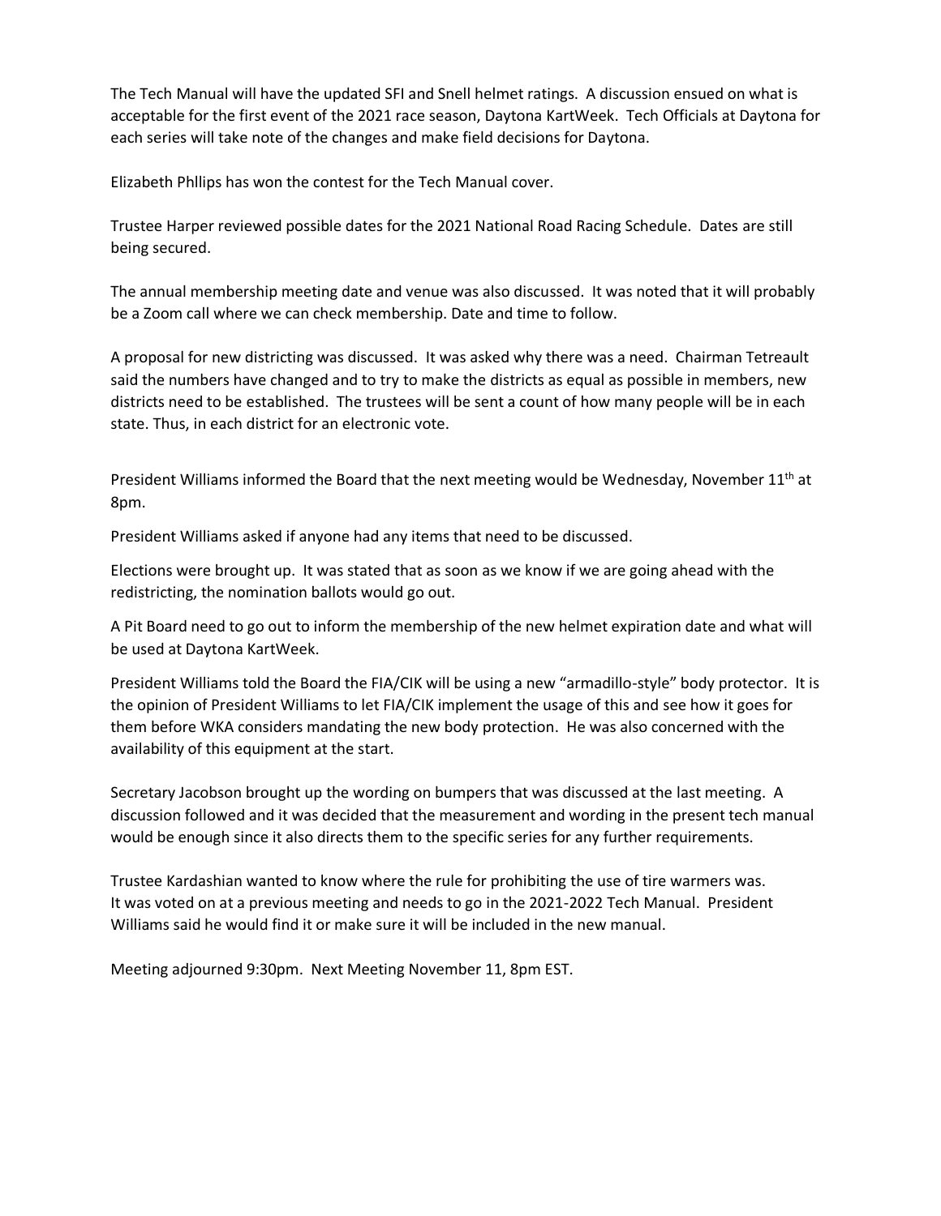The Tech Manual will have the updated SFI and Snell helmet ratings. A discussion ensued on what is acceptable for the first event of the 2021 race season, Daytona KartWeek. Tech Officials at Daytona for each series will take note of the changes and make field decisions for Daytona.

Elizabeth Phllips has won the contest for the Tech Manual cover.

Trustee Harper reviewed possible dates for the 2021 National Road Racing Schedule. Dates are still being secured.

The annual membership meeting date and venue was also discussed. It was noted that it will probably be a Zoom call where we can check membership. Date and time to follow.

A proposal for new districting was discussed. It was asked why there was a need. Chairman Tetreault said the numbers have changed and to try to make the districts as equal as possible in members, new districts need to be established. The trustees will be sent a count of how many people will be in each state. Thus, in each district for an electronic vote.

President Williams informed the Board that the next meeting would be Wednesday, November 11th at 8pm.

President Williams asked if anyone had any items that need to be discussed.

Elections were brought up. It was stated that as soon as we know if we are going ahead with the redistricting, the nomination ballots would go out.

A Pit Board need to go out to inform the membership of the new helmet expiration date and what will be used at Daytona KartWeek.

President Williams told the Board the FIA/CIK will be using a new "armadillo-style" body protector. It is the opinion of President Williams to let FIA/CIK implement the usage of this and see how it goes for them before WKA considers mandating the new body protection. He was also concerned with the availability of this equipment at the start.

Secretary Jacobson brought up the wording on bumpers that was discussed at the last meeting. A discussion followed and it was decided that the measurement and wording in the present tech manual would be enough since it also directs them to the specific series for any further requirements.

Trustee Kardashian wanted to know where the rule for prohibiting the use of tire warmers was. It was voted on at a previous meeting and needs to go in the 2021-2022 Tech Manual. President Williams said he would find it or make sure it will be included in the new manual.

Meeting adjourned 9:30pm. Next Meeting November 11, 8pm EST.